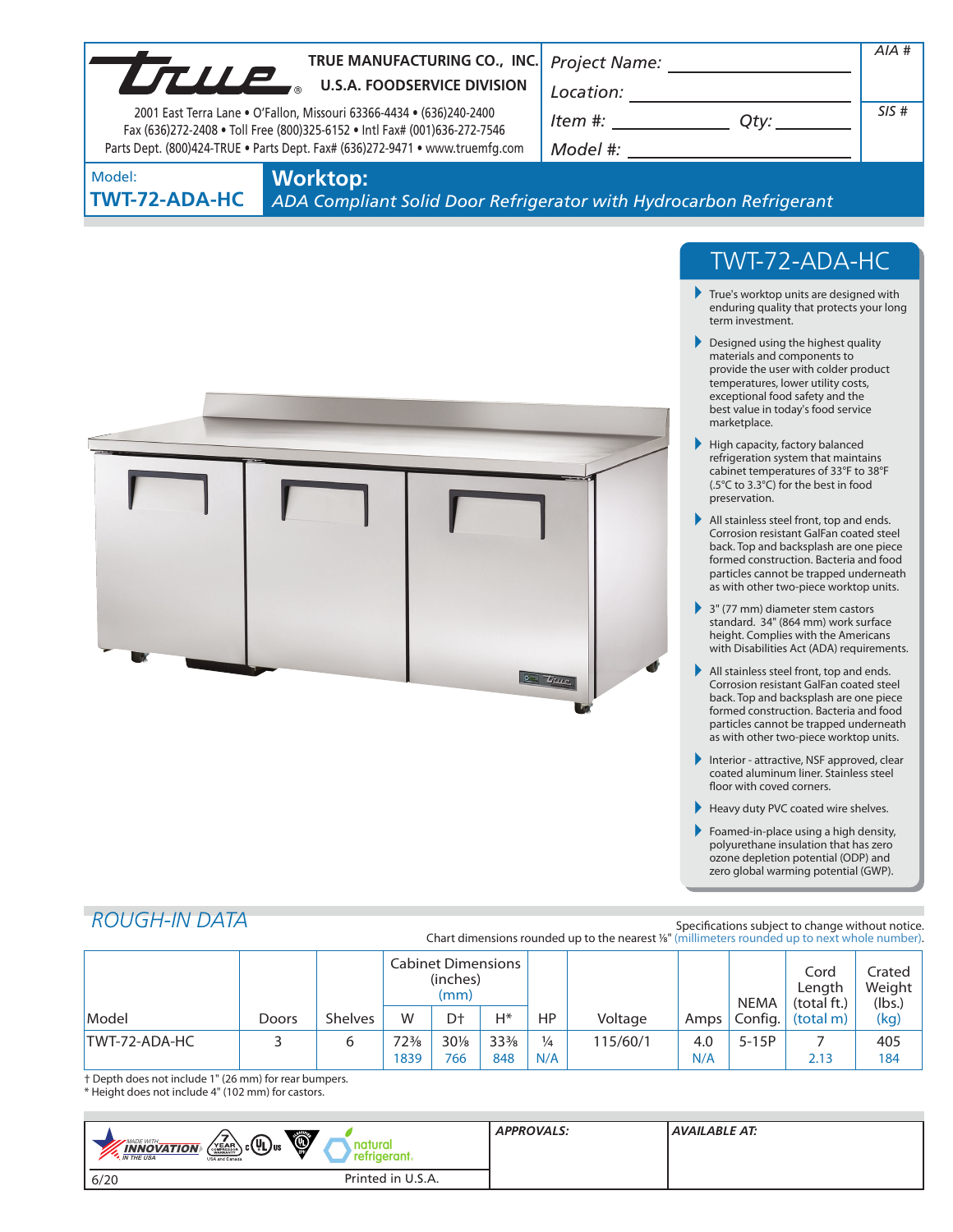**TRUE MANUFACTURING CO., INC.**
**U.S.A. FOODSERVICE DIVISION**

2001 East Terra Lane • O'Fallon, Missouri 63366-4434 • (636)240-2400
Fax (636)272-2408 • Toll Free (800)325-6152 • Intl Fax# (001)636-272-7546
Parts Dept. (800)424-TRUE • Parts Dept. Fax# (636)272-9471 • www.truemfg.com

*Project Name:* ____________________

*Location:* ____________________

*Item #:* ____________ *Qty:* ________

*Model #:* ____________________

*AIA #*

*SIS #*

Model:
**TWT-72-ADA-HC**

# Worktop:

*ADA Compliant Solid Door Refrigerator with Hydrocarbon Refrigerant*

## TWT-72-ADA-HC

- True's worktop units are designed with enduring quality that protects your long term investment.
- Designed using the highest quality materials and components to provide the user with colder product temperatures, lower utility costs, exceptional food safety and the best value in today's food service marketplace.
- High capacity, factory balanced refrigeration system that maintains cabinet temperatures of 33°F to 38°F (.5°C to 3.3°C) for the best in food preservation.
- All stainless steel front, top and ends. Corrosion resistant GalFan coated steel back. Top and backsplash are one piece formed construction. Bacteria and food particles cannot be trapped underneath as with other two-piece worktop units.
- 3" (77 mm) diameter stem castors standard. 34" (864 mm) work surface height. Complies with the Americans with Disabilities Act (ADA) requirements.
- All stainless steel front, top and ends. Corrosion resistant GalFan coated steel back. Top and backsplash are one piece formed construction. Bacteria and food particles cannot be trapped underneath as with other two-piece worktop units.
- Interior - attractive, NSF approved, clear coated aluminum liner. Stainless steel floor with coved corners.
- Heavy duty PVC coated wire shelves.
- Foamed-in-place using a high density, polyurethane insulation that has zero ozone depletion potential (ODP) and zero global warming potential (GWP).

## *ROUGH-IN DATA*

Specifications subject to change without notice.
Chart dimensions rounded up to the nearest ⅛" (millimeters rounded up to next whole number).

| Model | Doors | Shelves | Cabinet Dimensions (inches) (mm) W | D† | H* | HP | Voltage | Amps | NEMA Config. | Cord Length (total ft.) (total m) | Crated Weight (lbs.) (kg) |
|---|---|---|---|---|---|---|---|---|---|---|---|
| TWT-72-ADA-HC | 3 | 6 | 72⅜<br>1839 | 30⅛<br>766 | 33⅜<br>848 | ¼<br>N/A | 115/60/1 | 4.0<br>N/A | 5-15P | 7<br>2.13 | 405<br>184 |

† Depth does not include 1" (26 mm) for rear bumpers.
* Height does not include 4" (102 mm) for castors.

*APPROVALS:*

*AVAILABLE AT:*

6/20 Printed in U.S.A.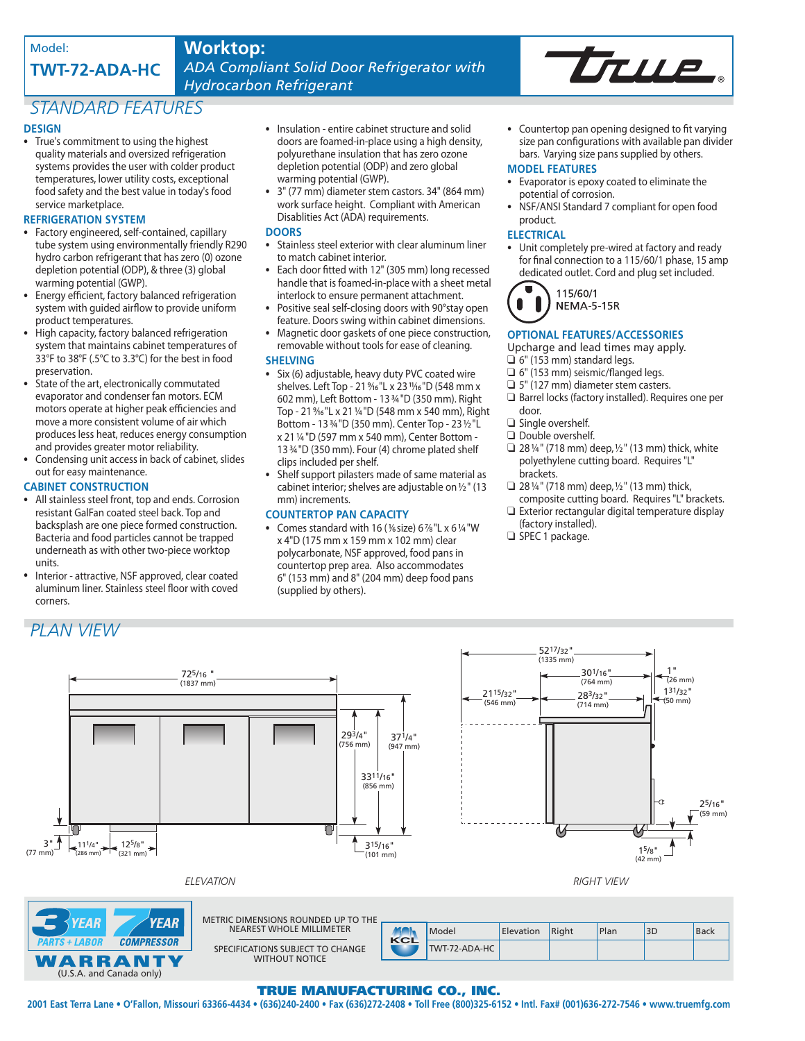Model:

**TWT-72-ADA-HC**

# Worktop:

*ADA Compliant Solid Door Refrigerator with Hydrocarbon Refrigerant*

## STANDARD FEATURES

### DESIGN

- True's commitment to using the highest quality materials and oversized refrigeration systems provides the user with colder product temperatures, lower utility costs, exceptional food safety and the best value in today's food service marketplace.

### REFRIGERATION SYSTEM

- Factory engineered, self-contained, capillary tube system using environmentally friendly R290 hydro carbon refrigerant that has zero (0) ozone depletion potential (ODP), & three (3) global warming potential (GWP).
- Energy efficient, factory balanced refrigeration system with guided airflow to provide uniform product temperatures.
- High capacity, factory balanced refrigeration system that maintains cabinet temperatures of 33°F to 38°F (.5°C to 3.3°C) for the best in food preservation.
- State of the art, electronically commutated evaporator and condenser fan motors. ECM motors operate at higher peak efficiencies and move a more consistent volume of air which produces less heat, reduces energy consumption and provides greater motor reliability.
- Condensing unit access in back of cabinet, slides out for easy maintenance.

### CABINET CONSTRUCTION

- All stainless steel front, top and ends. Corrosion resistant GalFan coated steel back. Top and backsplash are one piece formed construction. Bacteria and food particles cannot be trapped underneath as with other two-piece worktop units.
- Interior - attractive, NSF approved, clear coated aluminum liner. Stainless steel floor with coved corners.
- Insulation - entire cabinet structure and solid doors are foamed-in-place using a high density, polyurethane insulation that has zero ozone depletion potential (ODP) and zero global warming potential (GWP).
- 3" (77 mm) diameter stem castors. 34" (864 mm) work surface height. Compliant with American Disablities Act (ADA) requirements.

### DOORS

- Stainless steel exterior with clear aluminum liner to match cabinet interior.
- Each door fitted with 12" (305 mm) long recessed handle that is foamed-in-place with a sheet metal interlock to ensure permanent attachment.
- Positive seal self-closing doors with 90°stay open feature. Doors swing within cabinet dimensions.
- Magnetic door gaskets of one piece construction, removable without tools for ease of cleaning.

### SHELVING

- Six (6) adjustable, heavy duty PVC coated wire shelves. Left Top - 21 9/16"L x 23 11/16"D (548 mm x 602 mm), Left Bottom - 13 3/4"D (350 mm). Right Top - 21 9/16"L x 21 1/4"D (548 mm x 540 mm), Right Bottom - 13 3/4"D (350 mm). Center Top - 23 1/2"L x 21 1/4"D (597 mm x 540 mm), Center Bottom - 13 3/4"D (350 mm). Four (4) chrome plated shelf clips included per shelf.
- Shelf support pilasters made of same material as cabinet interior; shelves are adjustable on 1/2" (13 mm) increments.

### COUNTERTOP PAN CAPACITY

- Comes standard with 16 (1/6 size) 6 7/8"L x 6 1/4"W x 4"D (175 mm x 159 mm x 102 mm) clear polycarbonate, NSF approved, food pans in countertop prep area. Also accommodates 6" (153 mm) and 8" (204 mm) deep food pans (supplied by others).
- Countertop pan opening designed to fit varying size pan configurations with available pan divider bars. Varying size pans supplied by others.

### MODEL FEATURES

- Evaporator is epoxy coated to eliminate the potential of corrosion.
- NSF/ANSI Standard 7 compliant for open food product.

### ELECTRICAL

- Unit completely pre-wired at factory and ready for final connection to a 115/60/1 phase, 15 amp dedicated outlet. Cord and plug set included.

115/60/1
NEMA-5-15R

### OPTIONAL FEATURES/ACCESSORIES

Upcharge and lead times may apply.

- ❑ 6" (153 mm) standard legs.
- ❑ 6" (153 mm) seismic/flanged legs.
- ❑ 5" (127 mm) diameter stem casters.
- ❑ Barrel locks (factory installed). Requires one per door.
- ❑ Single overshelf.
- ❑ Double overshelf.
- ❑ 28 1/4" (718 mm) deep, 1/2" (13 mm) thick, white polyethylene cutting board. Requires "L" brackets.
- ❑ 28 1/4" (718 mm) deep, 1/2" (13 mm) thick, composite cutting board. Requires "L" brackets.
- ❑ Exterior rectangular digital temperature display (factory installed).
- ❑ SPEC 1 package.

## PLAN VIEW

72 5/16" (1837 mm)
29 3/4" (756 mm)
37 1/4" (947 mm)
33 11/16" (856 mm)
3" (77 mm)
11 1/4" (286 mm)
12 5/8" (321 mm)
3 15/16" (101 mm)

ELEVATION

52 17/32" (1335 mm)
30 1/16" (764 mm)
1" (26 mm)
21 15/32" (546 mm)
28 3/32" (714 mm)
1 31/32" (50 mm)
2 5/16" (59 mm)
1 5/8" (42 mm)

RIGHT VIEW

3 YEAR PARTS + LABOR
7 YEAR COMPRESSOR
WARRANTY (U.S.A. and Canada only)

METRIC DIMENSIONS ROUNDED UP TO THE NEAREST WHOLE MILLIMETER

SPECIFICATIONS SUBJECT TO CHANGE WITHOUT NOTICE

| Model | Elevation | Right | Plan | 3D | Back |
|---|---|---|---|---|---|
| TWT-72-ADA-HC | | | | | |

**TRUE MANUFACTURING CO., INC.**

2001 East Terra Lane • O'Fallon, Missouri 63366-4434 • (636)240-2400 • Fax (636)272-2408 • Toll Free (800)325-6152 • Intl. Fax# (001)636-272-7546 • www.truemfg.com